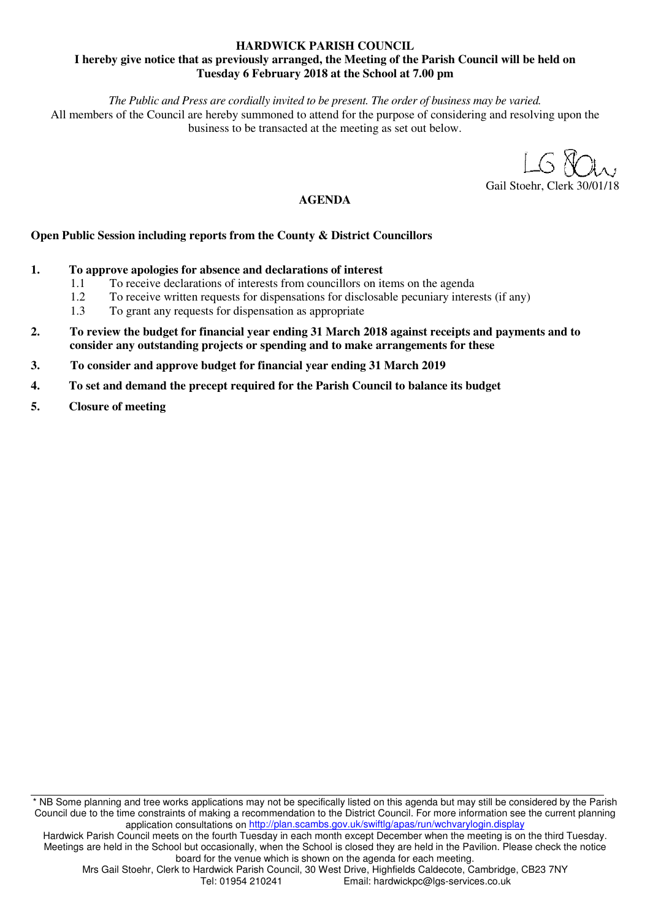**HARDWICK PARISH COUNCIL**

**I hereby give notice that as previously arranged, the Meeting of the Parish Council will be held on Tuesday 6 February 2018 at the School at 7.00 pm**

*The Public and Press are cordially invited to be present. The order of business may be varied.*

All members of the Council are hereby summoned to attend for the purpose of considering and resolving upon the business to be transacted at the meeting as set out below.

Gail Stoehr, Clerk 30/01/18

## AGENDA

**Open Public Session including reports from the County & District Councillors**

**1. To approve apologies for absence and declarations of interest**

- 1.1 To receive declarations of interests from councillors on items on the agenda
- 1.2 To receive written requests for dispensations for disclosable pecuniary interests (if any)
- 1.3 To grant any requests for dispensation as appropriate

**2. To review the budget for financial year ending 31 March 2018 against receipts and payments and to consider any outstanding projects or spending and to make arrangements for these**

**3. To consider and approve budget for financial year ending 31 March 2019**

**4. To set and demand the precept required for the Parish Council to balance its budget**

**5. Closure of meeting**

---

* NB Some planning and tree works applications may not be specifically listed on this agenda but may still be considered by the Parish Council due to the time constraints of making a recommendation to the District Council. For more information see the current planning application consultations on http://plan.scambs.gov.uk/swiftlg/apas/run/wchvarylogin.display

Hardwick Parish Council meets on the fourth Tuesday in each month except December when the meeting is on the third Tuesday. Meetings are held in the School but occasionally, when the School is closed they are held in the Pavilion. Please check the notice board for the venue which is shown on the agenda for each meeting.

Mrs Gail Stoehr, Clerk to Hardwick Parish Council, 30 West Drive, Highfields Caldecote, Cambridge, CB23 7NY
Tel: 01954 210241 Email: hardwickpc@lgs-services.co.uk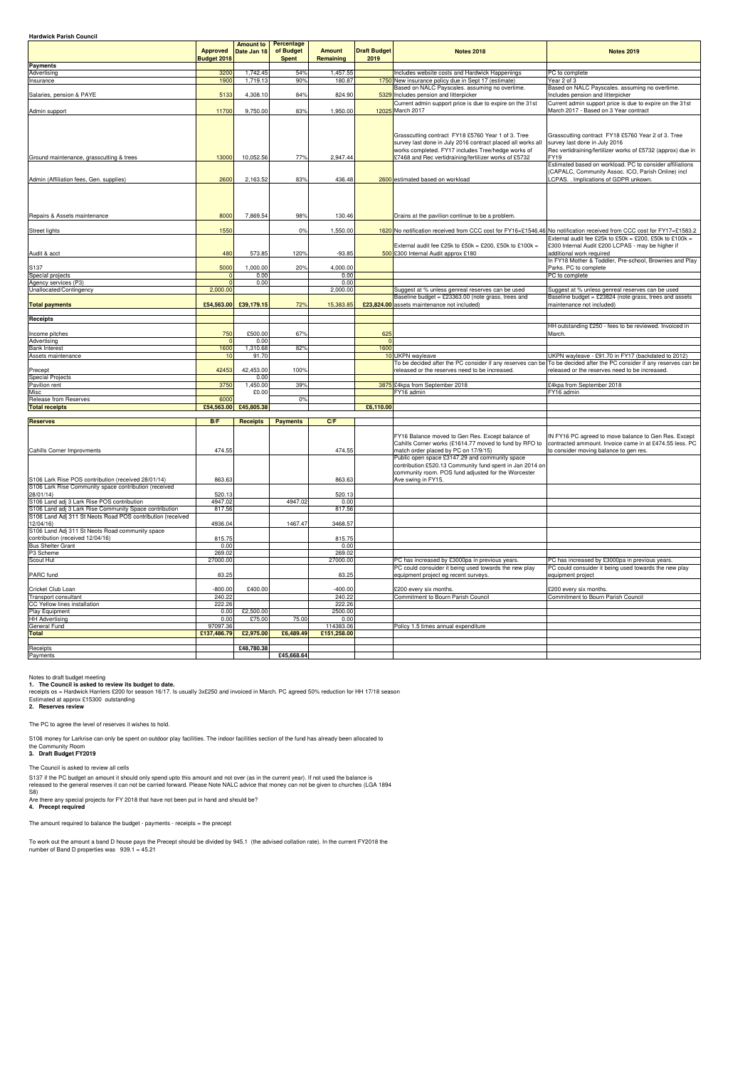**Hardwick Parish Council**

| | Approved Budget 2018 | Amount to Date Jan 18 | Percentage of Budget Spent | Amount Remaining | Draft Budget 2019 | Notes 2018 | Notes 2019 |
|---|---|---|---|---|---|---|---|
| **Payments** | | | | | | | |
| Advertising | 3200 | 1,742.45 | 54% | 1,457.55 | | Includes website costs and Hardwick Happenings | PC to complete |
| Insurance | 1900 | 1,719.13 | 90% | 180.87 | 1750 | New insurance policy due in Sept 17 (estimate) | Year 2 of 3 |
| Salaries, pension & PAYE | 5133 | 4,308.10 | 84% | 824.90 | 5329 | Based on NALC Payscales. assuming no overtime. Includes pension and litterpicker | Based on NALC Payscales. assuming no overtime. Includes pension and litterpicker |
| Admin support | 11700 | 9,750.00 | 83% | 1,950.00 | 12025 | Current admin support price is due to expire on the 31st March 2017 | Current admin support price is due to expire on the 31st March 2017 - Based on 3 Year contract |
| Ground maintenance, grasscutting & trees | 13000 | 10,052.56 | 77% | 2,947.44 | | Grasscutting contract FY18 £5760 Year 1 of 3. Tree survey last done in July 2016 contract placed all works all works completed. FY17 includes Tree/hedge works of £7468 and Rec vertidraining/fertilizer works of £5732 | Grasscutting contract FY18 £5760 Year 2 of 3. Tree survey last done in July 2016 Rec vertidraining/fertilizer works of £5732 (approx) due in FY19 |
| Admin (Affiliation fees, Gen. supplies) | 2600 | 2,163.52 | 83% | 436.48 | 2600 | estimated based on workload | Estimated based on workload. PC to consider affiliations (CAPALC, Community Assoc. ICO, Parish Online) incl LCPAS. . Implications of GDPR unkown. |
| Repairs & Assets maintenance | 8000 | 7,869.54 | 98% | 130.46 | | Drains at the pavilion continue to be a problem. | |
| Street lights | 1550 | | 0% | 1,550.00 | 1620 | No notification received from CCC cost for FY16=£1546.46 | No notification received from CCC cost for FY17=£1583.2 |
| Audit & acct | 480 | 573.85 | 120% | -93.85 | 500 | External audit fee £25k to £50k = £200, £50k to £100k = £300 Internal Audit approx £180 | External audit fee £25k to £50k = £200, £50k to £100k = £300 Internal Audit £200 LCPAS - may be higher if additional work required |
| S137 | 5000 | 1,000.00 | 20% | 4,000.00 | | | In FY18 Mother & Toddler, Pre-school, Brownies and Play Parks. PC to complete |
| Special projects | 0 | 0.00 | | 0.00 | | | PC to complete |
| Agency services (P3) | 0 | 0.00 | | 0.00 | | | |
| Unallocated/Contingency | 2,000.00 | | | 2,000.00 | | Suggest at % unless genreal reserves can be used | Suggest at % unless genreal reserves can be used |
| **Total payments** | **£54,563.00** | **£39,179.15** | **72%** | **15,383.85** | **£23,824.00** | Baseline budget = £23363.00 (note grass, trees and assets maintenance not included) | Baseline budget = £23824 (note grass, trees and assets maintenance not included) |
| **Receipts** | | | | | | | |
| Income pitches | 750 | £500.00 | 67% | | 625 | | HH outstanding £250 - fees to be reviewed. Invoiced in March. |
| Advertising | 0 | 0.00 | | | 0 | | |
| Bank Interest | 1600 | 1,310.68 | 82% | | 1600 | | |
| Assets maintenance | 10 | 91.70 | | | 10 | UKPN wayleave | UKPN wayleave - £91.70 in FY17 (backdated to 2012) |
| Precept | 42453 | 42,453.00 | 100% | | | To be decided after the PC consider if any reserves can be released or the reserves need to be increased. | To be decided after the PC consider if any reserves can be released or the reserves need to be increased. |
| Special Projects | | 0.00 | | | | | |
| Pavilion rent | 3750 | 1,450.00 | 39% | | 3875 | £4kpa from September 2018 | £4kpa from September 2018 |
| Misc | | £0.00 | | | | FY16 admin | FY16 admin |
| Release from Reserves | 6000 | | 0% | | | | |
| **Total receipts** | **£54,563.00** | **£45,805.38** | | | **£6,110.00** | | |

| **Reserves** | **B/F** | **Receipts** | **Payments** | **C/F** | | | |
|---|---|---|---|---|---|---|---|
| Cahills Corner Improvments | 474.55 | | | 474.55 | | FY16 Balance moved to Gen Res. Except balance of Cahills Corner works (£1614.77 moved to fund by RFO to match order placed by PC on 17/9/15) | IN FY16 PC agreed to move balance to Gen Res. Except contracted ammount. Invoice came in at £474.55 less. PC to consider moving balance to gen res. |
| S106 Lark Rise POS contribution (received 28/01/14) | 863.63 | | | 863.63 | | Public open space £3147.29 and community space contribution £520.13 Community fund spent in Jan 2014 on community room. POS fund adjusted for the Worcester Ave swing in FY15. | |
| S106 Lark Rise Community space contribution (received 28/01/14) | 520.13 | | | 520.13 | | | |
| S106 Land adj 3 Lark Rise POS contribution | 4947.02 | | 4947.02 | 0.00 | | | |
| S106 Land adj 3 Lark Rise Community Space contribution | 817.56 | | | 817.56 | | | |
| S106 Land Adj 311 St Neots Road POS contribution (received 12/04/16) | 4936.04 | | 1467.47 | 3468.57 | | | |
| S106 Land Adj 311 St Neots Road community space contribution (received 12/04/16) | 815.75 | | | 815.75 | | | |
| Bus Shelter Grant | 0.00 | | | 0.00 | | | |
| P3 Scheme | 269.02 | | | 269.02 | | | |
| Scout Hut | 27000.00 | | | 27000.00 | | PC has increased by £3000pa in previous years. | PC has increased by £3000pa in previous years. |
| PARC fund | 83.25 | | | 83.25 | | PC could consuider it being used towards the new play equipment project eg recent surveys. | PC could consuider it being used towards the new play equipment project |
| Cricket Club Loan | -800.00 | £400.00 | | -400.00 | | £200 every six months. | £200 every six months. |
| Transport consultant | 240.22 | | | 240.22 | | Commitment to Bourn Parish Council | Commitment to Bourn Parish Council |
| CC Yellow lines installation | 222.26 | | | 222.26 | | | |
| Play Equipment | 0.00 | £2,500.00 | | 2500.00 | | | |
| HH Advertising | 0.00 | £75.00 | 75.00 | 0.00 | | | |
| General Fund | 97097.36 | | | 114383.06 | | Policy 1.5 times annual expenditure | |
| **Total** | **£137,486.79** | **£2,975.00** | **£6,489.49** | **£151,258.00** | | | |
| Receipts | | **£48,780.38** | | | | | |
| Payments | | | **£45,668.64** | | | | |

Notes to draft budget meeting

**1. The Council is asked to review its budget to date.**

receipts os = Hardwick Harriers £200 for season 16/17. Is usually 3x£250 and invoiced in March. PC agreed 50% reduction for HH 17/18 season

Estimated at approx £15300 outstanding

**2. Reserves review**

The PC to agree the level of reserves it wishes to hold.

S106 money for Larkrise can only be spent on outdoor play facilities. The indoor facilities section of the fund has already been allocated to the Community Room

**3. Draft Budget FY2019**

The Council is asked to review all cells

S137 if the PC budget an amount it should only spend upto this amount and not over (as in the current year). If not used the balance is released to the general reserves it can not be carried forward. Please Note NALC advice that money can not be given to churches (LGA 1894 S8)

Are there any special projects for FY 2018 that have not been put in hand and should be?

**4. Precept required**

The amount required to balance the budget - payments - receipts = the precept

To work out the amount a band D house pays the Precept should be divided by 945.1 (the advised collation rate). In the current FY2018 the number of Band D properties was 939.1 = 45.21